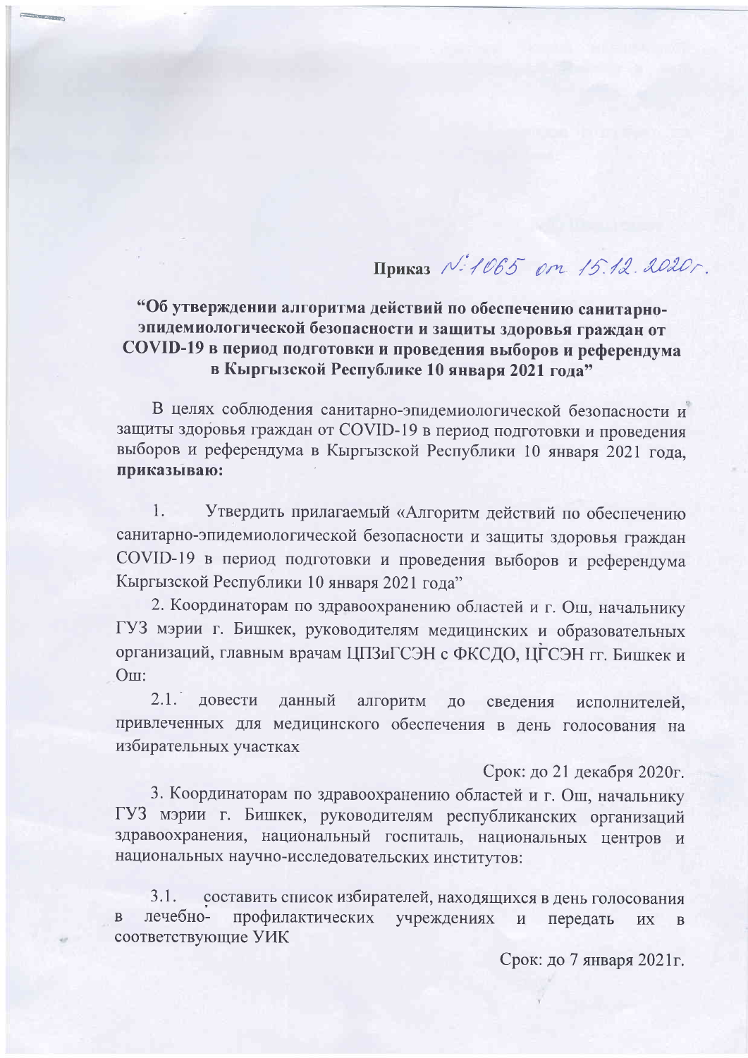**Приказ** №:1065 от 15.12.2020г.

**“Об утверждении алгоритма действий по обеспечению санитарно-эпидемиологической безопасности и защиты здоровья граждан от COVID-19 в период подготовки и проведения выборов и референдума в Кыргызской Республике 10 января 2021 года”**

В целях соблюдения санитарно-эпидемиологической безопасности и защиты здоровья граждан от COVID-19 в период подготовки и проведения выборов и референдума в Кыргызской Республики 10 января 2021 года, **приказываю:**

1. Утвердить прилагаемый «Алгоритм действий по обеспечению санитарно-эпидемиологической безопасности и защиты здоровья граждан COVID-19 в период подготовки и проведения выборов и референдума Кыргызской Республики 10 января 2021 года”

2. Координаторам по здравоохранению областей и г. Ош, начальнику ГУЗ мэрии г. Бишкек, руководителям медицинских и образовательных организаций, главным врачам ЦПЗиГСЭН с ФКСДО, ЦГСЭН гг. Бишкек и Ош:

2.1. довести данный алгоритм до сведения исполнителей, привлеченных для медицинского обеспечения в день голосования на избирательных участках

Срок: до 21 декабря 2020г.

3. Координаторам по здравоохранению областей и г. Ош, начальнику ГУЗ мэрии г. Бишкек, руководителям республиканских организаций здравоохранения, национальный госпиталь, национальных центров и национальных научно-исследовательских институтов:

3.1. составить список избирателей, находящихся в день голосования в лечебно- профилактических учреждениях и передать их в соответствующие УИК

Срок: до 7 января 2021г.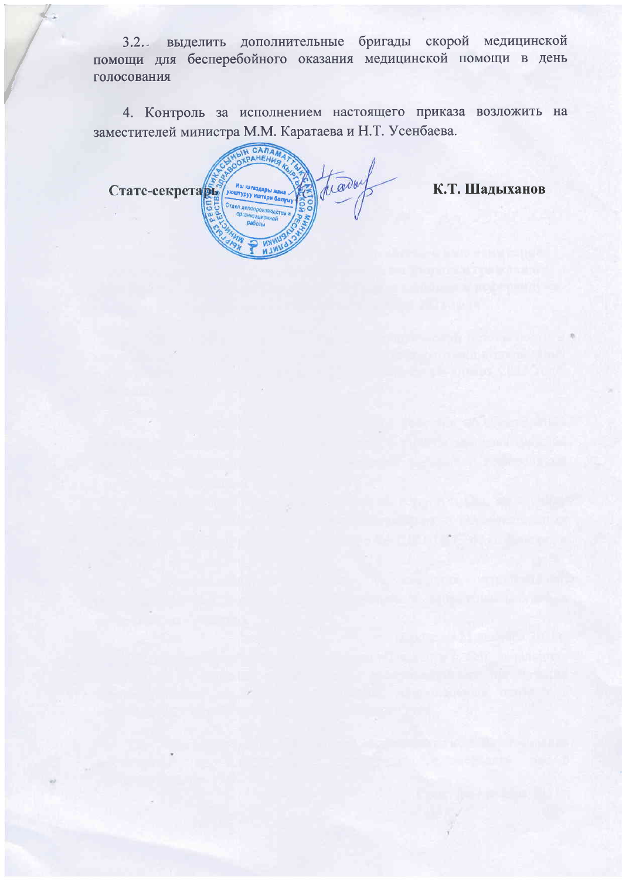3.2. выделить дополнительные бригады скорой медицинской помощи для бесперебойного оказания медицинской помощи в день голосования

4. Контроль за исполнением настоящего приказа возложить на заместителей министра М.М. Каратаева и Н.Т. Усенбаева.

**Статс-секретарь** **К.Т. Шадыханов**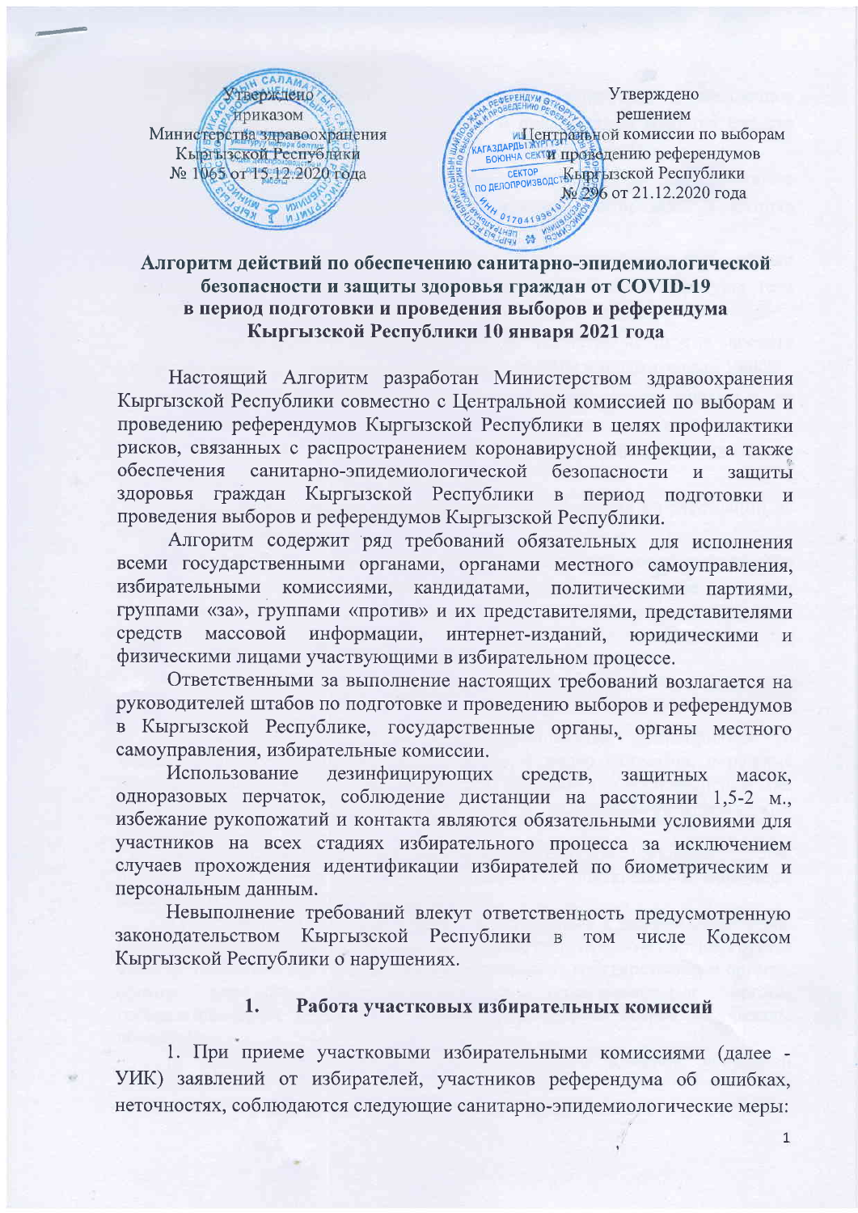Утверждено
приказом
Министерства здравоохранения
Кыргызской Республики
№ 1065 от 15.12.2020 года

Утверждено
решением
Центральной комиссии по выборам
и проведению референдумов
Кыргызской Республики
№ 296 от 21.12.2020 года

## Алгоритм действий по обеспечению санитарно-эпидемиологической безопасности и защиты здоровья граждан от COVID-19 в период подготовки и проведения выборов и референдума Кыргызской Республики 10 января 2021 года

Настоящий Алгоритм разработан Министерством здравоохранения Кыргызской Республики совместно с Центральной комиссией по выборам и проведению референдумов Кыргызской Республики в целях профилактики рисков, связанных с распространением коронавирусной инфекции, а также обеспечения санитарно-эпидемиологической безопасности и защиты здоровья граждан Кыргызской Республики в период подготовки и проведения выборов и референдумов Кыргызской Республики.

Алгоритм содержит ряд требований обязательных для исполнения всеми государственными органами, органами местного самоуправления, избирательными комиссиями, кандидатами, политическими партиями, группами «за», группами «против» и их представителями, представителями средств массовой информации, интернет-изданий, юридическими и физическими лицами участвующими в избирательном процессе.

Ответственными за выполнение настоящих требований возлагается на руководителей штабов по подготовке и проведению выборов и референдумов в Кыргызской Республике, государственные органы, органы местного самоуправления, избирательные комиссии.

Использование дезинфицирующих средств, защитных масок, одноразовых перчаток, соблюдение дистанции на расстоянии 1,5-2 м., избежание рукопожатий и контакта являются обязательными условиями для участников на всех стадиях избирательного процесса за исключением случаев прохождения идентификации избирателей по биометрическим и персональным данным.

Невыполнение требований влекут ответственность предусмотренную законодательством Кыргызской Республики в том числе Кодексом Кыргызской Республики о нарушениях.

### 1. Работа участковых избирательных комиссий

1. При приеме участковыми избирательными комиссиями (далее - УИК) заявлений от избирателей, участников референдума об ошибках, неточностях, соблюдаются следующие санитарно-эпидемиологические меры: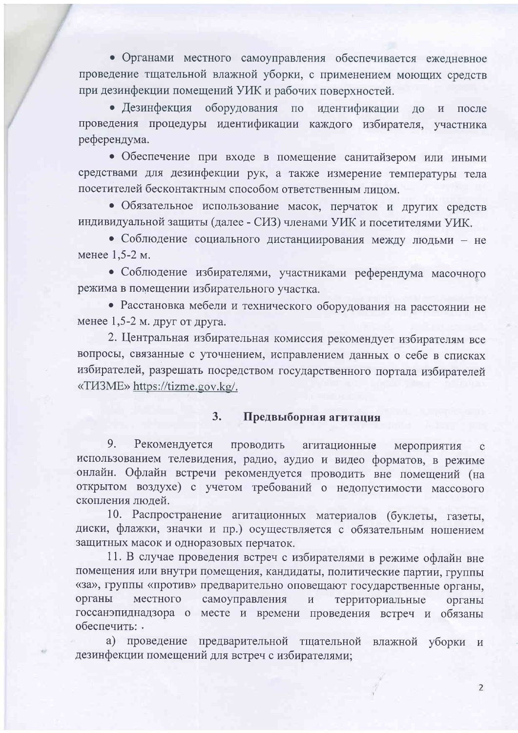• Органами местного самоуправления обеспечивается ежедневное проведение тщательной влажной уборки, с применением моющих средств при дезинфекции помещений УИК и рабочих поверхностей.

• Дезинфекция оборудования по идентификации до и после проведения процедуры идентификации каждого избирателя, участника референдума.

• Обеспечение при входе в помещение санитайзером или иными средствами для дезинфекции рук, а также измерение температуры тела посетителей бесконтактным способом ответственным лицом.

• Обязательное использование масок, перчаток и других средств индивидуальной защиты (далее - СИЗ) членами УИК и посетителями УИК.

• Соблюдение социального дистанциирования между людьми – не менее 1,5-2 м.

• Соблюдение избирателями, участниками референдума масочного режима в помещении избирательного участка.

• Расстановка мебели и технического оборудования на расстоянии не менее 1,5-2 м. друг от друга.

2. Центральная избирательная комиссия рекомендует избирателям все вопросы, связанные с уточнением, исправлением данных о себе в списках избирателей, разрешать посредством государственного портала избирателей «ТИЗМЕ» https://tizme.gov.kg/.

## 3. Предвыборная агитация

9. Рекомендуется проводить агитационные мероприятия с использованием телевидения, радио, аудио и видео форматов, в режиме онлайн. Офлайн встречи рекомендуется проводить вне помещений (на открытом воздухе) с учетом требований о недопустимости массового скопления людей.

10. Распространение агитационных материалов (буклеты, газеты, диски, флажки, значки и пр.) осуществляется с обязательным ношением защитных масок и одноразовых перчаток.

11. В случае проведения встреч с избирателями в режиме офлайн вне помещения или внутри помещения, кандидаты, политические партии, группы «за», группы «против» предварительно оповещают государственные органы, органы местного самоуправления и территориальные органы госсанэпиднадзора о месте и времени проведения встреч и обязаны обеспечить:

а) проведение предварительной тщательной влажной уборки и дезинфекции помещений для встреч с избирателями;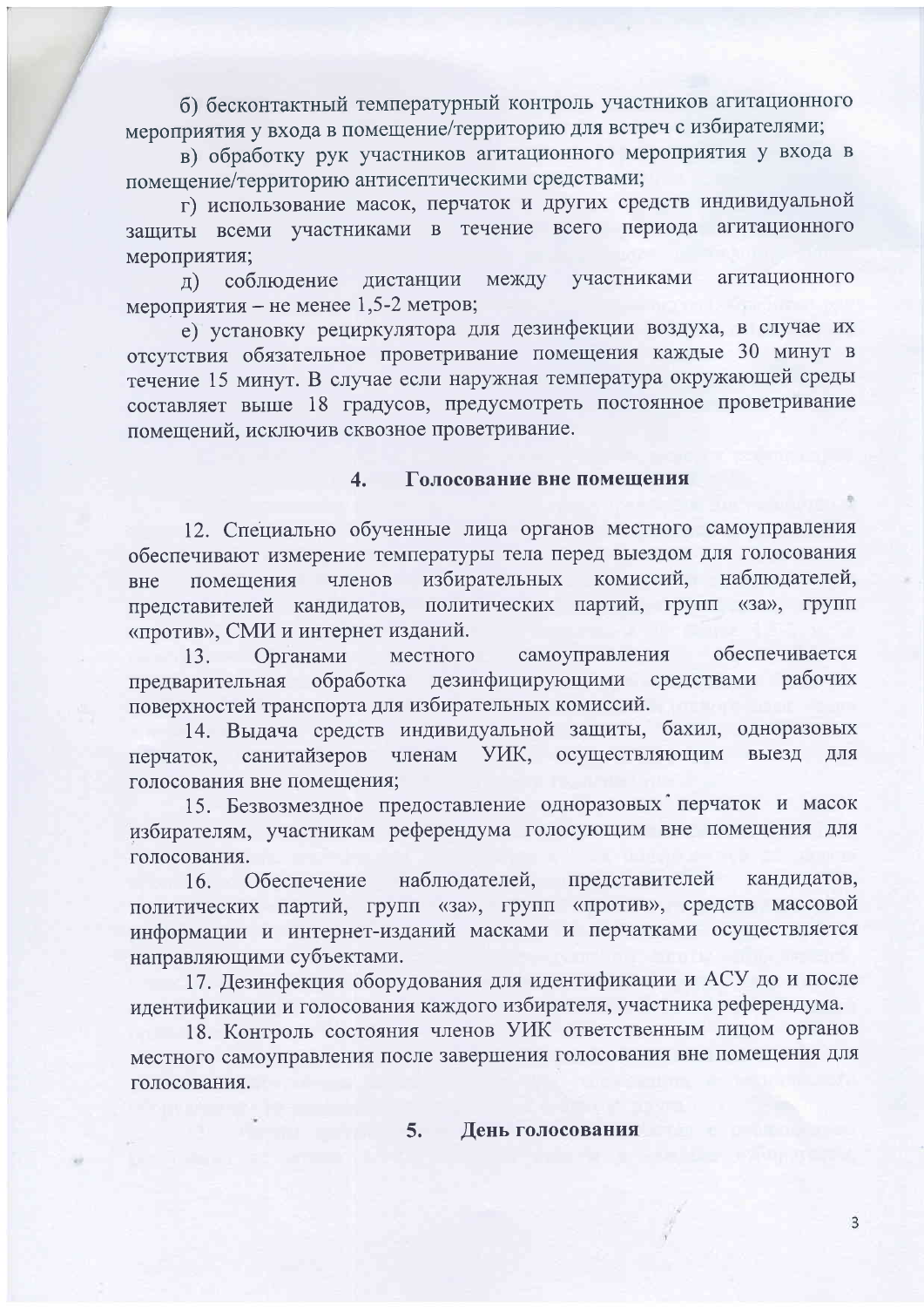б) бесконтактный температурный контроль участников агитационного мероприятия у входа в помещение/территорию для встреч с избирателями;

в) обработку рук участников агитационного мероприятия у входа в помещение/территорию антисептическими средствами;

г) использование масок, перчаток и других средств индивидуальной защиты всеми участниками в течение всего периода агитационного мероприятия;

д) соблюдение дистанции между участниками агитационного мероприятия – не менее 1,5-2 метров;

е) установку рециркулятора для дезинфекции воздуха, в случае их отсутствия обязательное проветривание помещения каждые 30 минут в течение 15 минут. В случае если наружная температура окружающей среды составляет выше 18 градусов, предусмотреть постоянное проветривание помещений, исключив сквозное проветривание.

## 4. Голосование вне помещения

12. Специально обученные лица органов местного самоуправления обеспечивают измерение температуры тела перед выездом для голосования вне помещения членов избирательных комиссий, наблюдателей, представителей кандидатов, политических партий, групп «за», групп «против», СМИ и интернет изданий.

13. Органами местного самоуправления обеспечивается предварительная обработка дезинфицирующими средствами рабочих поверхностей транспорта для избирательных комиссий.

14. Выдача средств индивидуальной защиты, бахил, одноразовых перчаток, санитайзеров членам УИК, осуществляющим выезд для голосования вне помещения;

15. Безвозмездное предоставление одноразовых перчаток и масок избирателям, участникам референдума голосующим вне помещения для голосования.

16. Обеспечение наблюдателей, представителей кандидатов, политических партий, групп «за», групп «против», средств массовой информации и интернет-изданий масками и перчатками осуществляется направляющими субъектами.

17. Дезинфекция оборудования для идентификации и АСУ до и после идентификации и голосования каждого избирателя, участника референдума.

18. Контроль состояния членов УИК ответственным лицом органов местного самоуправления после завершения голосования вне помещения для голосования.

## 5. День голосования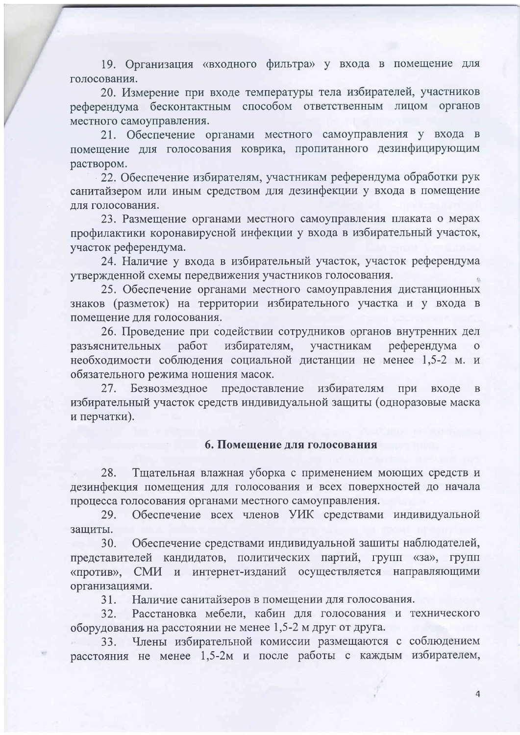19. Организация «входного фильтра» у входа в помещение для голосования.

20. Измерение при входе температуры тела избирателей, участников референдума бесконтактным способом ответственным лицом органов местного самоуправления.

21. Обеспечение органами местного самоуправления у входа в помещение для голосования коврика, пропитанного дезинфицирующим раствором.

22. Обеспечение избирателям, участникам референдума обработки рук санитайзером или иным средством для дезинфекции у входа в помещение для голосования.

23. Размещение органами местного самоуправления плаката о мерах профилактики коронавирусной инфекции у входа в избирательный участок, участок референдума.

24. Наличие у входа в избирательный участок, участок референдума утвержденной схемы передвижения участников голосования.

25. Обеспечение органами местного самоуправления дистанционных знаков (разметок) на территории избирательного участка и у входа в помещение для голосования.

26. Проведение при содействии сотрудников органов внутренних дел разъяснительных работ избирателям, участникам референдума о необходимости соблюдения социальной дистанции не менее 1,5-2 м. и обязательного режима ношения масок.

27. Безвозмездное предоставление избирателям при входе в избирательный участок средств индивидуальной защиты (одноразовые маска и перчатки).

## 6. Помещение для голосования

28. Тщательная влажная уборка с применением моющих средств и дезинфекция помещения для голосования и всех поверхностей до начала процесса голосования органами местного самоуправления.

29. Обеспечение всех членов УИК средствами индивидуальной защиты.

30. Обеспечение средствами индивидуальной зашиты наблюдателей, представителей кандидатов, политических партий, групп «за», групп «против», СМИ и интернет-изданий осуществляется направляющими организациями.

31. Наличие санитайзеров в помещении для голосования.

32. Расстановка мебели, кабин для голосования и технического оборудования на расстоянии не менее 1,5-2 м друг от друга.

33. Члены избирательной комиссии размещаются с соблюдением расстояния не менее 1,5-2м и после работы с каждым избирателем,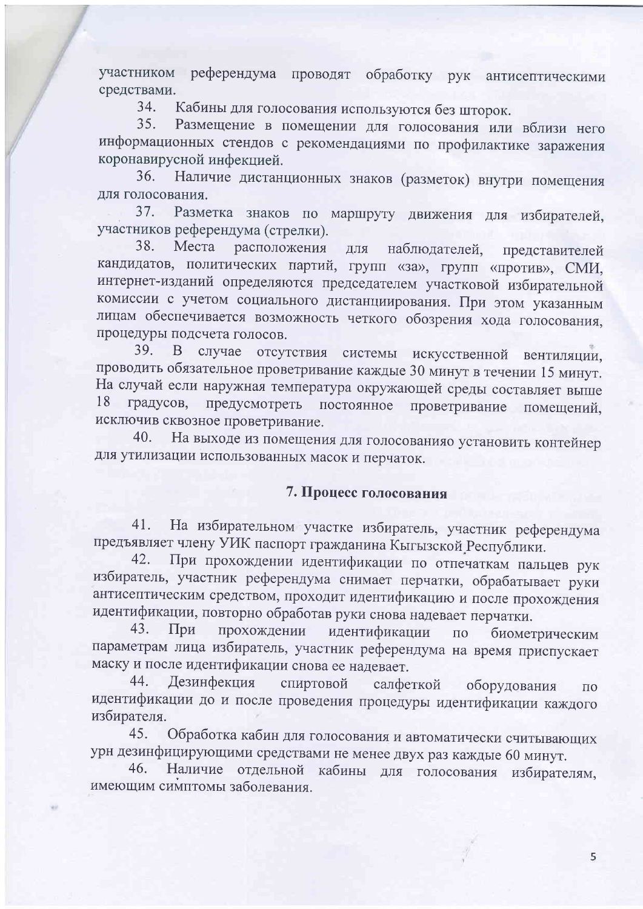участником референдума проводят обработку рук антисептическими средствами.

34. Кабины для голосования используются без шторок.

35. Размещение в помещении для голосования или вблизи него информационных стендов с рекомендациями по профилактике заражения коронавирусной инфекцией.

36. Наличие дистанционных знаков (разметок) внутри помещения для голосования.

37. Разметка знаков по маршруту движения для избирателей, участников референдума (стрелки).

38. Места расположения для наблюдателей, представителей кандидатов, политических партий, групп «за», групп «против», СМИ, интернет-изданий определяются председателем участковой избирательной комиссии с учетом социального дистанциирования. При этом указанным лицам обеспечивается возможность четкого обозрения хода голосования, процедуры подсчета голосов.

39. В случае отсутствия системы искусственной вентиляции, проводить обязательное проветривание каждые 30 минут в течении 15 минут. На случай если наружная температура окружающей среды составляет выше 18 градусов, предусмотреть постоянное проветривание помещений, исключив сквозное проветривание.

40. На выходе из помещения для голосованияо установить контейнер для утилизации использованных масок и перчаток.

## 7. Процесс голосования

41. На избирательном участке избиратель, участник референдума предъявляет члену УИК паспорт гражданина Кыгызской Республики.

42. При прохождении идентификации по отпечаткам пальцев рук избиратель, участник референдума снимает перчатки, обрабатывает руки антисептическим средством, проходит идентификацию и после прохождения идентификации, повторно обработав руки снова надевает перчатки.

43. При прохождении идентификации по биометрическим параметрам лица избиратель, участник референдума на время приспускает маску и после идентификации снова ее надевает.

44. Дезинфекция спиртовой салфеткой оборудования по идентификации до и после проведения процедуры идентификации каждого избирателя.

45. Обработка кабин для голосования и автоматически считывающих урн дезинфицирующими средствами не менее двух раз каждые 60 минут.

46. Наличие отдельной кабины для голосования избирателям, имеющим симптомы заболевания.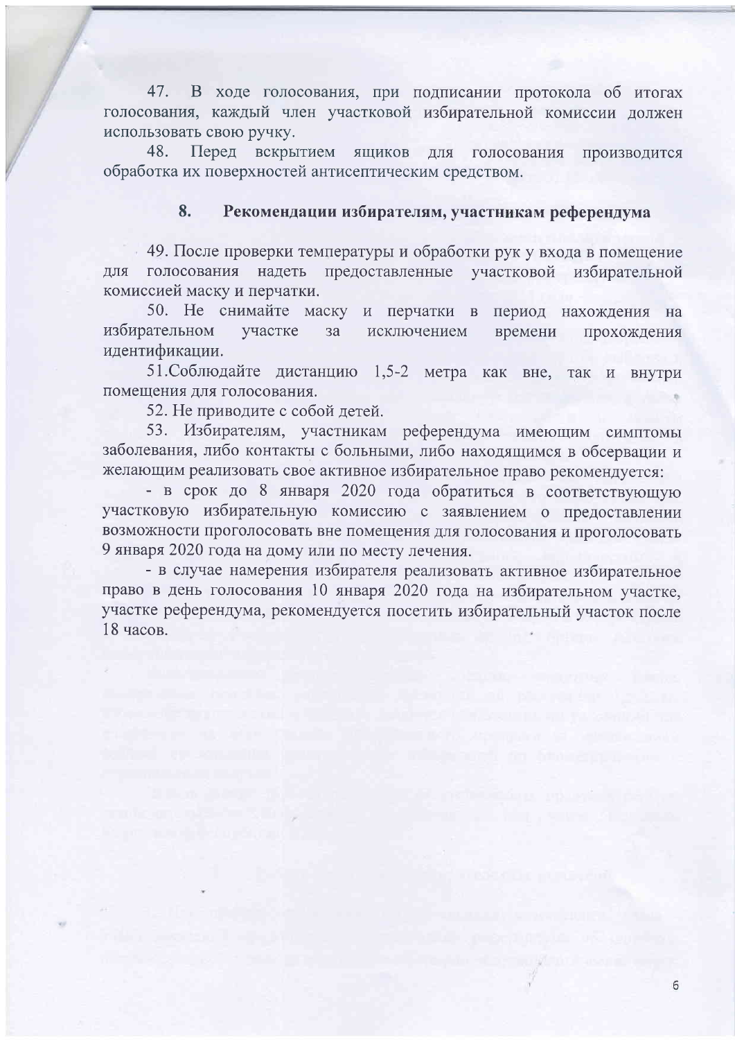47. В ходе голосования, при подписании протокола об итогах голосования, каждый член участковой избирательной комиссии должен использовать свою ручку.

48. Перед вскрытием ящиков для голосования производится обработка их поверхностей антисептическим средством.

## 8. Рекомендации избирателям, участникам референдума

49. После проверки температуры и обработки рук у входа в помещение для голосования надеть предоставленные участковой избирательной комиссией маску и перчатки.

50. Не снимайте маску и перчатки в период нахождения на избирательном участке за исключением времени прохождения идентификации.

51.Соблюдайте дистанцию 1,5-2 метра как вне, так и внутри помещения для голосования.

52. Не приводите с собой детей.

53. Избирателям, участникам референдума имеющим симптомы заболевания, либо контакты с больными, либо находящимся в обсервации и желающим реализовать свое активное избирательное право рекомендуется:

- в срок до 8 января 2020 года обратиться в соответствующую участковую избирательную комиссию с заявлением о предоставлении возможности проголосовать вне помещения для голосования и проголосовать 9 января 2020 года на дому или по месту лечения.
- в случае намерения избирателя реализовать активное избирательное право в день голосования 10 января 2020 года на избирательном участке, участке референдума, рекомендуется посетить избирательный участок после 18 часов.